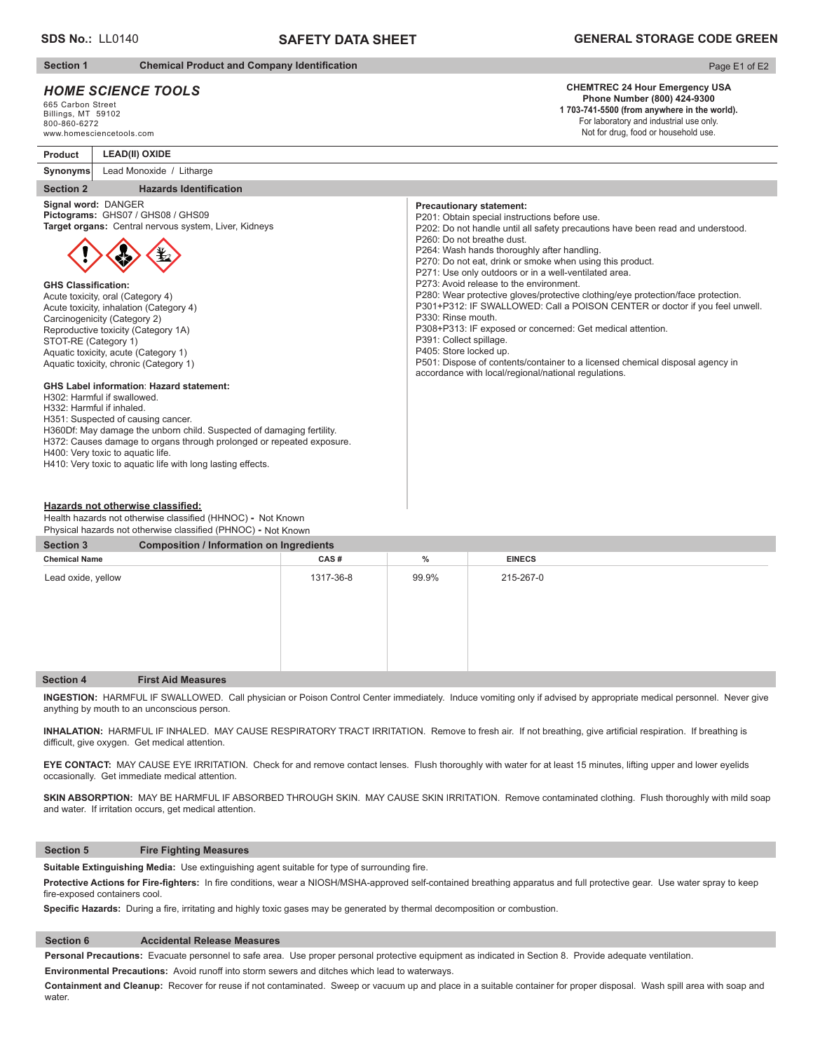**SDS No.:** LL0140

# SAFETY DATA SHEET

**GENERAL STORAGE CODE GREEN**

## Section 1 Chemical Product and Company Identification

### *HOME SCIENCE TOOLS*

665 Carbon Street
Billings, MT 59102
800-860-6272
www.homesciencetools.com

**CHEMTREC 24 Hour Emergency USA**
**Phone Number (800) 424-9300**
**1 703-741-5500 (from anywhere in the world).**
For laboratory and industrial use only.
Not for drug, food or household use.

| **Product** | **LEAD(II) OXIDE** |
|---|---|
| **Synonyms** | Lead Monoxide / Litharge |

## Section 2 Hazards Identification

**Signal word:** DANGER
**Pictograms:** GHS07 / GHS08 / GHS09
**Target organs:** Central nervous system, Liver, Kidneys

**GHS Classification:**
Acute toxicity, oral (Category 4)
Acute toxicity, inhalation (Category 4)
Carcinogenicity (Category 2)
Reproductive toxicity (Category 1A)
STOT-RE (Category 1)
Aquatic toxicity, acute (Category 1)
Aquatic toxicity, chronic (Category 1)

**GHS Label information**: **Hazard statement:**
H302: Harmful if swallowed.
H332: Harmful if inhaled.
H351: Suspected of causing cancer.
H360Df: May damage the unborn child. Suspected of damaging fertility.
H372: Causes damage to organs through prolonged or repeated exposure.
H400: Very toxic to aquatic life.
H410: Very toxic to aquatic life with long lasting effects.

**Precautionary statement:**
P201: Obtain special instructions before use.
P202: Do not handle until all safety precautions have been read and understood.
P260: Do not breathe dust.
P264: Wash hands thoroughly after handling.
P270: Do not eat, drink or smoke when using this product.
P271: Use only outdoors or in a well-ventilated area.
P273: Avoid release to the environment.
P280: Wear protective gloves/protective clothing/eye protection/face protection.
P301+P312: IF SWALLOWED: Call a POISON CENTER or doctor if you feel unwell.
P330: Rinse mouth.
P308+P313: IF exposed or concerned: Get medical attention.
P391: Collect spillage.
P405: Store locked up.
P501: Dispose of contents/container to a licensed chemical disposal agency in accordance with local/regional/national regulations.

**Hazards not otherwise classified:**
Health hazards not otherwise classified (HHNOC) **-** Not Known
Physical hazards not otherwise classified (PHNOC) **-** Not Known

## Section 3 Composition / Information on Ingredients

| Chemical Name | CAS # | % | EINECS |
|---|---|---|---|
| Lead oxide, yellow | 1317-36-8 | 99.9% | 215-267-0 |

## Section 4 First Aid Measures

**INGESTION:** HARMFUL IF SWALLOWED. Call physician or Poison Control Center immediately. Induce vomiting only if advised by appropriate medical personnel. Never give anything by mouth to an unconscious person.

**INHALATION:** HARMFUL IF INHALED. MAY CAUSE RESPIRATORY TRACT IRRITATION. Remove to fresh air. If not breathing, give artificial respiration. If breathing is difficult, give oxygen. Get medical attention.

**EYE CONTACT:** MAY CAUSE EYE IRRITATION. Check for and remove contact lenses. Flush thoroughly with water for at least 15 minutes, lifting upper and lower eyelids occasionally. Get immediate medical attention.

**SKIN ABSORPTION:** MAY BE HARMFUL IF ABSORBED THROUGH SKIN. MAY CAUSE SKIN IRRITATION. Remove contaminated clothing. Flush thoroughly with mild soap and water. If irritation occurs, get medical attention.

## Section 5 Fire Fighting Measures

**Suitable Extinguishing Media:** Use extinguishing agent suitable for type of surrounding fire.

**Protective Actions for Fire-fighters:** In fire conditions, wear a NIOSH/MSHA-approved self-contained breathing apparatus and full protective gear. Use water spray to keep fire-exposed containers cool.

**Specific Hazards:** During a fire, irritating and highly toxic gases may be generated by thermal decomposition or combustion.

## Section 6 Accidental Release Measures

**Personal Precautions:** Evacuate personnel to safe area. Use proper personal protective equipment as indicated in Section 8. Provide adequate ventilation.

**Environmental Precautions:** Avoid runoff into storm sewers and ditches which lead to waterways.

**Containment and Cleanup:** Recover for reuse if not contaminated. Sweep or vacuum up and place in a suitable container for proper disposal. Wash spill area with soap and water.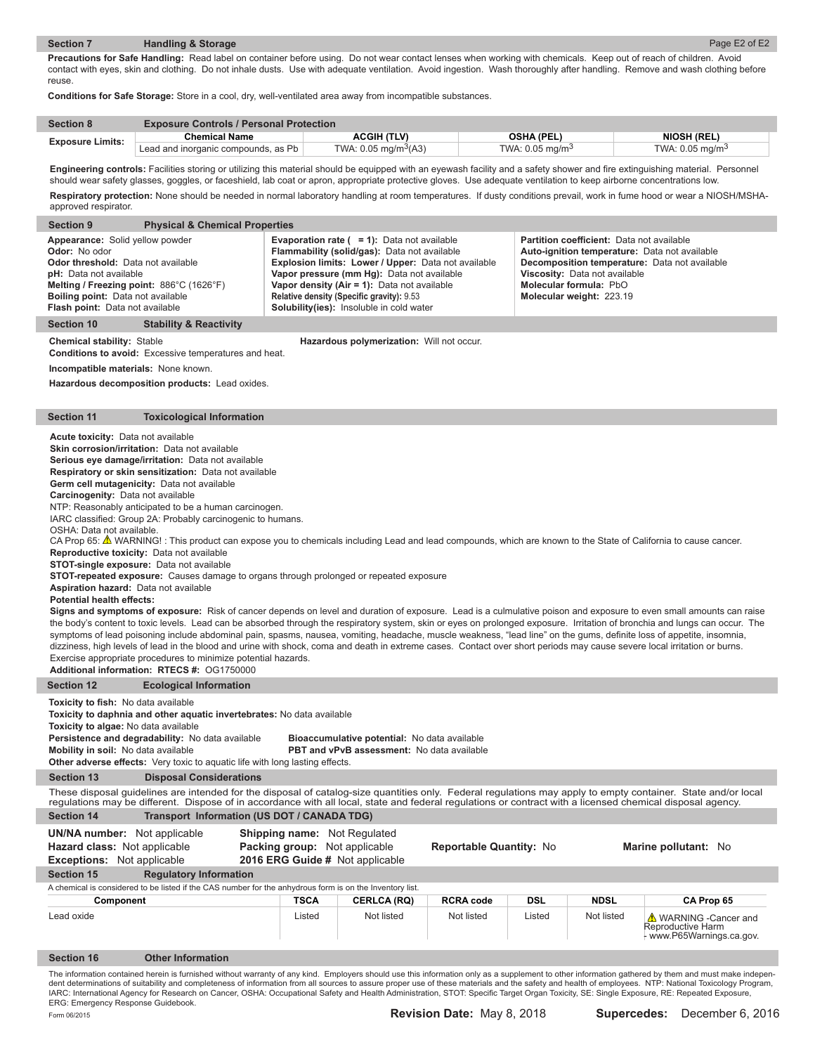## Section 7 Handling & Storage

**Precautions for Safe Handling:** Read label on container before using. Do not wear contact lenses when working with chemicals. Keep out of reach of children. Avoid contact with eyes, skin and clothing. Do not inhale dusts. Use with adequate ventilation. Avoid ingestion. Wash thoroughly after handling. Remove and wash clothing before reuse.

**Conditions for Safe Storage:** Store in a cool, dry, well-ventilated area away from incompatible substances.

## Section 8 Exposure Controls / Personal Protection

| Exposure Limits: | Chemical Name | ACGIH (TLV) | OSHA (PEL) | NIOSH (REL) |
|---|---|---|---|---|
| | Lead and inorganic compounds, as Pb | TWA: 0.05 mg/m$^3$(A3) | TWA: 0.05 mg/m$^3$ | TWA: 0.05 mg/m$^3$ |

**Engineering controls:** Facilities storing or utilizing this material should be equipped with an eyewash facility and a safety shower and fire extinguishing material. Personnel should wear safety glasses, goggles, or faceshield, lab coat or apron, appropriate protective gloves. Use adequate ventilation to keep airborne concentrations low.

**Respiratory protection:** None should be needed in normal laboratory handling at room temperatures. If dusty conditions prevail, work in fume hood or wear a NIOSH/MSHA-approved respirator.

## Section 9 Physical & Chemical Properties

**Appearance:** Solid yellow powder
**Odor:** No odor
**Odor threshold:** Data not available
**pH:** Data not available
**Melting / Freezing point:** 886°C (1626°F)
**Boiling point:** Data not available
**Flash point:** Data not available

**Evaporation rate ( = 1):** Data not available
**Flammability (solid/gas):** Data not available
**Explosion limits: Lower / Upper:** Data not available
**Vapor pressure (mm Hg):** Data not available
**Vapor density (Air = 1):** Data not available
**Relative density (Specific gravity):** 9.53
**Solubility(ies):** Insoluble in cold water

**Partition coefficient:** Data not available
**Auto-ignition temperature:** Data not available
**Decomposition temperature:** Data not available
**Viscosity:** Data not available
**Molecular formula:** PbO
**Molecular weight:** 223.19

## Section 10 Stability & Reactivity

**Chemical stability:** Stable
**Hazardous polymerization:** Will not occur.
**Conditions to avoid:** Excessive temperatures and heat.

**Incompatible materials:** None known.

**Hazardous decomposition products:** Lead oxides.

## Section 11 Toxicological Information

**Acute toxicity:** Data not available
**Skin corrosion/irritation:** Data not available
**Serious eye damage/irritation:** Data not available
**Respiratory or skin sensitization:** Data not available
**Germ cell mutagenicity:** Data not available
**Carcinogenity:** Data not available
NTP: Reasonably anticipated to be a human carcinogen.
IARC classified: Group 2A: Probably carcinogenic to humans.
OSHA: Data not available.
CA Prop 65: ⚠ WARNING! : This product can expose you to chemicals including Lead and lead compounds, which are known to the State of California to cause cancer.
**Reproductive toxicity:** Data not available
**STOT-single exposure:** Data not available
**STOT-repeated exposure:** Causes damage to organs through prolonged or repeated exposure
**Aspiration hazard:** Data not available
**Potential health effects:**
**Signs and symptoms of exposure:** Risk of cancer depends on level and duration of exposure. Lead is a culmulative poison and exposure to even small amounts can raise the body's content to toxic levels. Lead can be absorbed through the respiratory system, skin or eyes on prolonged exposure. Irritation of bronchia and lungs can occur. The symptoms of lead poisoning include abdominal pain, spasms, nausea, vomiting, headache, muscle weakness, "lead line" on the gums, definite loss of appetite, insomnia, dizziness, high levels of lead in the blood and urine with shock, coma and death in extreme cases. Contact over short periods may cause severe local irritation or burns. Exercise appropriate procedures to minimize potential hazards.
**Additional information: RTECS #:** OG1750000

## Section 12 Ecological Information

**Toxicity to fish:** No data available
**Toxicity to daphnia and other aquatic invertebrates:** No data available
**Toxicity to algae:** No data available
**Persistence and degradability:** No data available
**Bioaccumulative potential:** No data available
**Mobility in soil:** No data available
**PBT and vPvB assessment:** No data available
**Other adverse effects:** Very toxic to aquatic life with long lasting effects.

## Section 13 Disposal Considerations

These disposal guidelines are intended for the disposal of catalog-size quantities only. Federal regulations may apply to empty container. State and/or local regulations may be different. Dispose of in accordance with all local, state and federal regulations or contract with a licensed chemical disposal agency.

## Section 14 Transport Information (US DOT / CANADA TDG)

**UN/NA number:** Not applicable
**Hazard class:** Not applicable
**Exceptions:** Not applicable
**Shipping name:** Not Regulated
**Packing group:** Not applicable
**2016 ERG Guide #** Not applicable
**Reportable Quantity:** No
**Marine pollutant:** No

## Section 15 Regulatory Information

A chemical is considered to be listed if the CAS number for the anhydrous form is on the Inventory list.

| Component | TSCA | CERLCA (RQ) | RCRA code | DSL | NDSL | CA Prop 65 |
|---|---|---|---|---|---|---|
| Lead oxide | Listed | Not listed | Not listed | Listed | Not listed | ⚠ WARNING -Cancer and Reproductive Harm - www.P65Warnings.ca.gov. |

## Section 16 Other Information

The information contained herein is furnished without warranty of any kind. Employers should use this information only as a supplement to other information gathered by them and must make independent determinations of suitability and completeness of information from all sources to assure proper use of these materials and the safety and health of employees. NTP: National Toxicology Program, IARC: International Agency for Research on Cancer, OSHA: Occupational Safety and Health Administration, STOT: Specific Target Organ Toxicity, SE: Single Exposure, RE: Repeated Exposure, ERG: Emergency Response Guidebook.

Form 06/2015

**Revision Date:** May 8, 2018 **Supercedes:** December 6, 2016